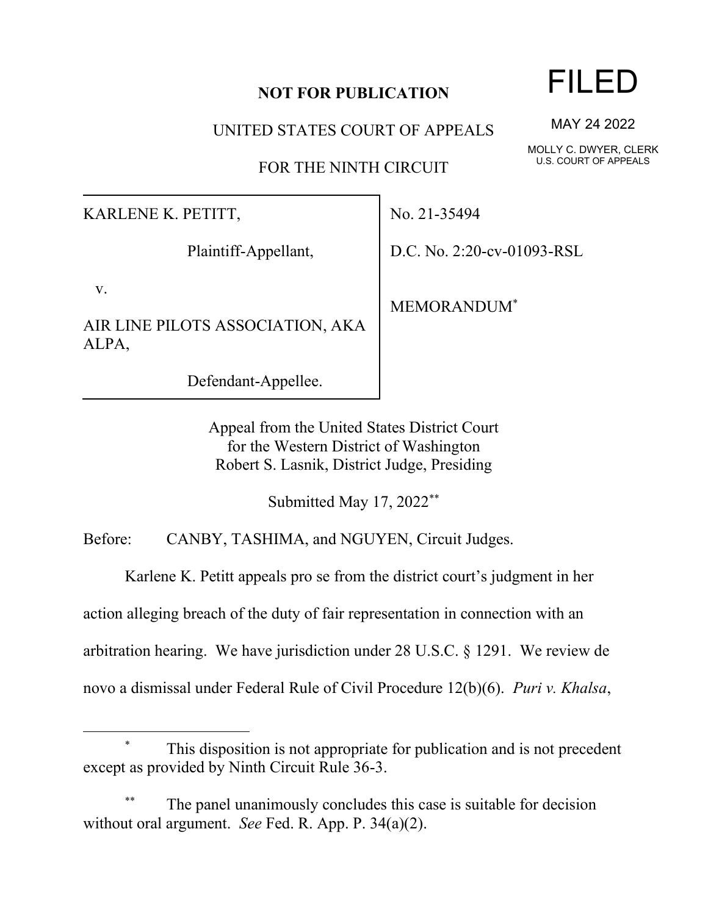**NOT FOR PUBLICATION**

UNITED STATES COURT OF APPEALS

FOR THE NINTH CIRCUIT

FILED

MAY 24 2022

MOLLY C. DWYER, CLERK
U.S. COURT OF APPEALS

| | |
|---|---|
| KARLENE K. PETITT,<br><br>Plaintiff-Appellant,<br><br>v.<br><br>AIR LINE PILOTS ASSOCIATION, AKA ALPA,<br><br>Defendant-Appellee. | No. 21-35494<br><br>D.C. No. 2:20-cv-01093-RSL<br><br>MEMORANDUM[*] |

Appeal from the United States District Court
for the Western District of Washington
Robert S. Lasnik, District Judge, Presiding

Submitted May 17, 2022[**]

Before: CANBY, TASHIMA, and NGUYEN, Circuit Judges.

Karlene K. Petitt appeals pro se from the district court's judgment in her action alleging breach of the duty of fair representation in connection with an arbitration hearing. We have jurisdiction under 28 U.S.C. § 1291. We review de novo a dismissal under Federal Rule of Civil Procedure 12(b)(6). *Puri v. Khalsa*,

---

[*] This disposition is not appropriate for publication and is not precedent except as provided by Ninth Circuit Rule 36-3.

[**] The panel unanimously concludes this case is suitable for decision without oral argument. *See* Fed. R. App. P. 34(a)(2).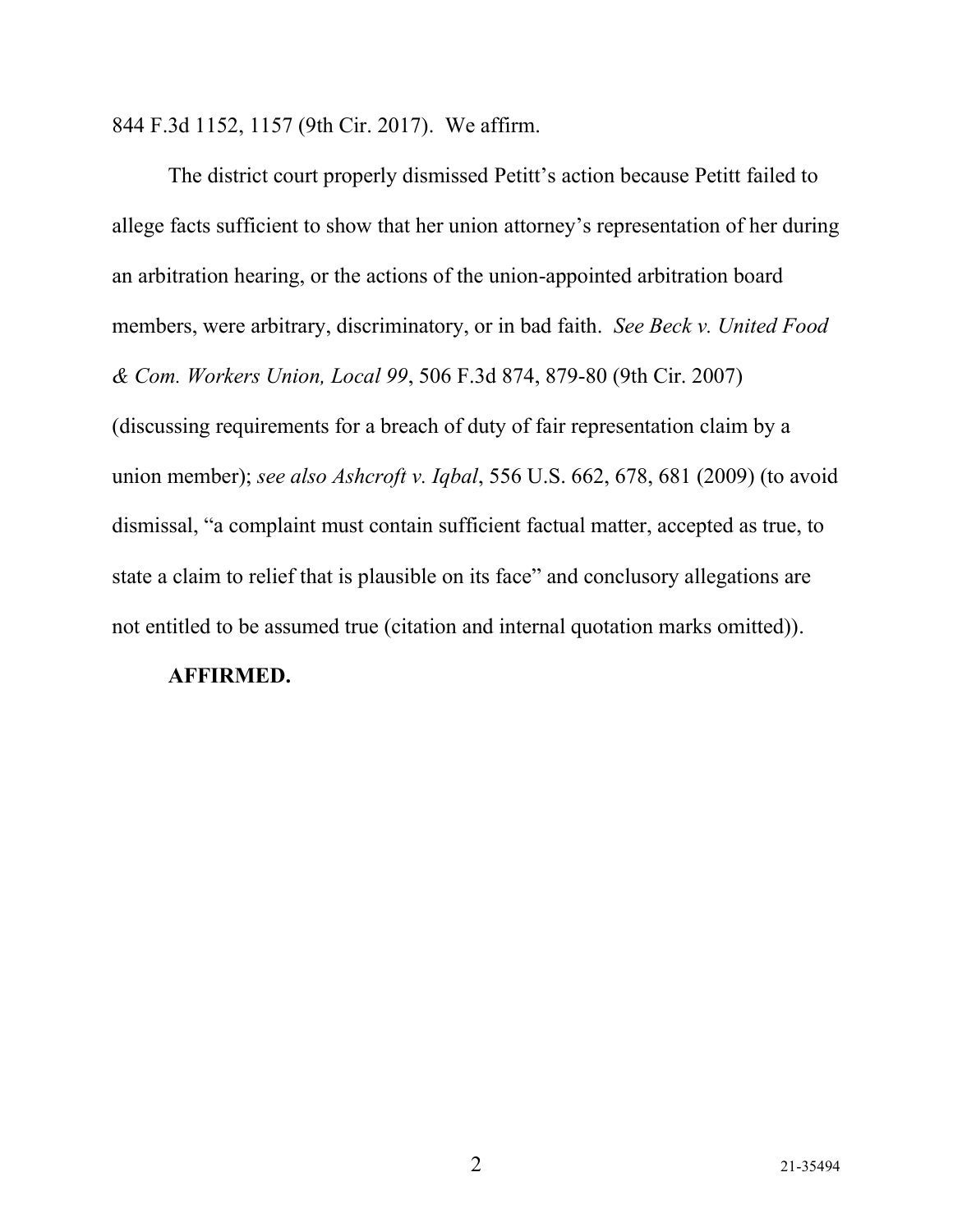844 F.3d 1152, 1157 (9th Cir. 2017). We affirm.

The district court properly dismissed Petitt's action because Petitt failed to allege facts sufficient to show that her union attorney's representation of her during an arbitration hearing, or the actions of the union-appointed arbitration board members, were arbitrary, discriminatory, or in bad faith. *See Beck v. United Food & Com. Workers Union, Local 99*, 506 F.3d 874, 879-80 (9th Cir. 2007) (discussing requirements for a breach of duty of fair representation claim by a union member); *see also Ashcroft v. Iqbal*, 556 U.S. 662, 678, 681 (2009) (to avoid dismissal, "a complaint must contain sufficient factual matter, accepted as true, to state a claim to relief that is plausible on its face" and conclusory allegations are not entitled to be assumed true (citation and internal quotation marks omitted)).

**AFFIRMED.**